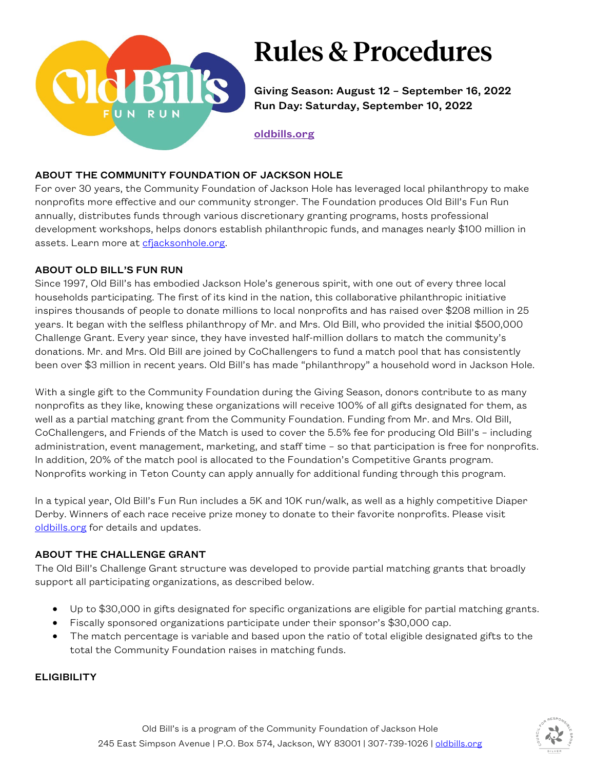# Rules & Procedures

**Giving Season: August 12 – September 16, 2022**
**Run Day: Saturday, September 10, 2022**

oldbills.org

## ABOUT THE COMMUNITY FOUNDATION OF JACKSON HOLE

For over 30 years, the Community Foundation of Jackson Hole has leveraged local philanthropy to make nonprofits more effective and our community stronger. The Foundation produces Old Bill's Fun Run annually, distributes funds through various discretionary granting programs, hosts professional development workshops, helps donors establish philanthropic funds, and manages nearly $100 million in assets. Learn more at cfjacksonhole.org.

## ABOUT OLD BILL'S FUN RUN

Since 1997, Old Bill's has embodied Jackson Hole's generous spirit, with one out of every three local households participating. The first of its kind in the nation, this collaborative philanthropic initiative inspires thousands of people to donate millions to local nonprofits and has raised over $208 million in 25 years. It began with the selfless philanthropy of Mr. and Mrs. Old Bill, who provided the initial $500,000 Challenge Grant. Every year since, they have invested half-million dollars to match the community's donations. Mr. and Mrs. Old Bill are joined by CoChallengers to fund a match pool that has consistently been over $3 million in recent years. Old Bill's has made "philanthropy" a household word in Jackson Hole.

With a single gift to the Community Foundation during the Giving Season, donors contribute to as many nonprofits as they like, knowing these organizations will receive 100% of all gifts designated for them, as well as a partial matching grant from the Community Foundation. Funding from Mr. and Mrs. Old Bill, CoChallengers, and Friends of the Match is used to cover the 5.5% fee for producing Old Bill's – including administration, event management, marketing, and staff time – so that participation is free for nonprofits. In addition, 20% of the match pool is allocated to the Foundation's Competitive Grants program. Nonprofits working in Teton County can apply annually for additional funding through this program.

In a typical year, Old Bill's Fun Run includes a 5K and 10K run/walk, as well as a highly competitive Diaper Derby. Winners of each race receive prize money to donate to their favorite nonprofits. Please visit oldbills.org for details and updates.

## ABOUT THE CHALLENGE GRANT

The Old Bill's Challenge Grant structure was developed to provide partial matching grants that broadly support all participating organizations, as described below.

- Up to $30,000 in gifts designated for specific organizations are eligible for partial matching grants.
- Fiscally sponsored organizations participate under their sponsor's $30,000 cap.
- The match percentage is variable and based upon the ratio of total eligible designated gifts to the total the Community Foundation raises in matching funds.

## ELIGIBILITY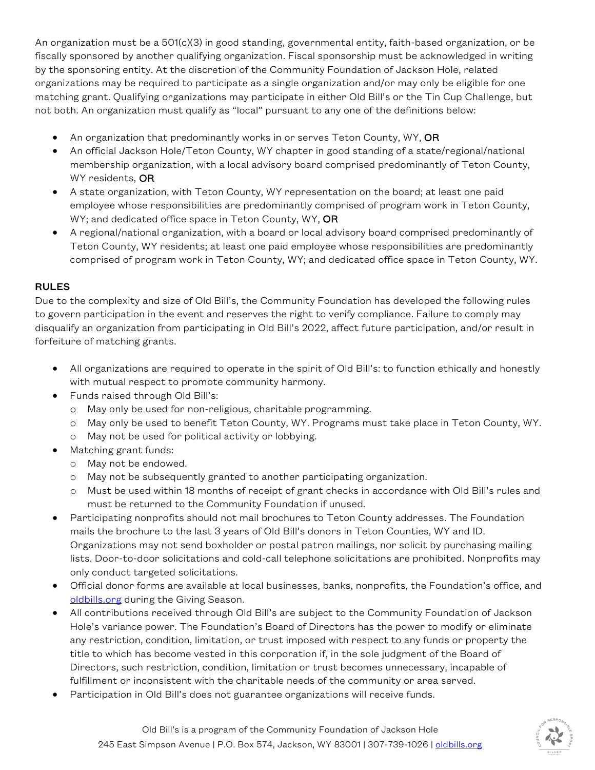An organization must be a 501(c)(3) in good standing, governmental entity, faith-based organization, or be fiscally sponsored by another qualifying organization. Fiscal sponsorship must be acknowledged in writing by the sponsoring entity. At the discretion of the Community Foundation of Jackson Hole, related organizations may be required to participate as a single organization and/or may only be eligible for one matching grant. Qualifying organizations may participate in either Old Bill's or the Tin Cup Challenge, but not both. An organization must qualify as "local" pursuant to any one of the definitions below:

- An organization that predominantly works in or serves Teton County, WY, OR
- An official Jackson Hole/Teton County, WY chapter in good standing of a state/regional/national membership organization, with a local advisory board comprised predominantly of Teton County, WY residents, OR
- A state organization, with Teton County, WY representation on the board; at least one paid employee whose responsibilities are predominantly comprised of program work in Teton County, WY; and dedicated office space in Teton County, WY, OR
- A regional/national organization, with a board or local advisory board comprised predominantly of Teton County, WY residents; at least one paid employee whose responsibilities are predominantly comprised of program work in Teton County, WY; and dedicated office space in Teton County, WY.

**RULES**

Due to the complexity and size of Old Bill's, the Community Foundation has developed the following rules to govern participation in the event and reserves the right to verify compliance. Failure to comply may disqualify an organization from participating in Old Bill's 2022, affect future participation, and/or result in forfeiture of matching grants.

- All organizations are required to operate in the spirit of Old Bill's: to function ethically and honestly with mutual respect to promote community harmony.
- Funds raised through Old Bill's:
  - May only be used for non-religious, charitable programming.
  - May only be used to benefit Teton County, WY. Programs must take place in Teton County, WY.
  - May not be used for political activity or lobbying.
- Matching grant funds:
  - May not be endowed.
  - May not be subsequently granted to another participating organization.
  - Must be used within 18 months of receipt of grant checks in accordance with Old Bill's rules and must be returned to the Community Foundation if unused.
- Participating nonprofits should not mail brochures to Teton County addresses. The Foundation mails the brochure to the last 3 years of Old Bill's donors in Teton Counties, WY and ID. Organizations may not send boxholder or postal patron mailings, nor solicit by purchasing mailing lists. Door-to-door solicitations and cold-call telephone solicitations are prohibited. Nonprofits may only conduct targeted solicitations.
- Official donor forms are available at local businesses, banks, nonprofits, the Foundation's office, and oldbills.org during the Giving Season.
- All contributions received through Old Bill's are subject to the Community Foundation of Jackson Hole's variance power. The Foundation's Board of Directors has the power to modify or eliminate any restriction, condition, limitation, or trust imposed with respect to any funds or property the title to which has become vested in this corporation if, in the sole judgment of the Board of Directors, such restriction, condition, limitation or trust becomes unnecessary, incapable of fulfillment or inconsistent with the charitable needs of the community or area served.
- Participation in Old Bill's does not guarantee organizations will receive funds.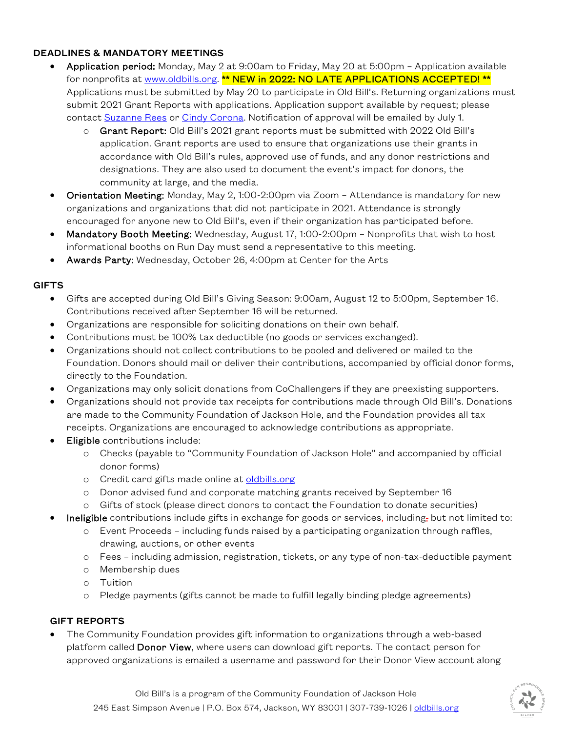## DEADLINES & MANDATORY MEETINGS

- **Application period:** Monday, May 2 at 9:00am to Friday, May 20 at 5:00pm – Application available for nonprofits at [www.oldbills.org](www.oldbills.org). **\*\* NEW in 2022: NO LATE APPLICATIONS ACCEPTED! \*\*** Applications must be submitted by May 20 to participate in Old Bill's. Returning organizations must submit 2021 Grant Reports with applications. Application support available by request; please contact Suzanne Rees or Cindy Corona. Notification of approval will be emailed by July 1.
  - **Grant Report:** Old Bill's 2021 grant reports must be submitted with 2022 Old Bill's application. Grant reports are used to ensure that organizations use their grants in accordance with Old Bill's rules, approved use of funds, and any donor restrictions and designations. They are also used to document the event's impact for donors, the community at large, and the media.
- **Orientation Meeting:** Monday, May 2, 1:00-2:00pm via Zoom – Attendance is mandatory for new organizations and organizations that did not participate in 2021. Attendance is strongly encouraged for anyone new to Old Bill's, even if their organization has participated before.
- **Mandatory Booth Meeting:** Wednesday, August 17, 1:00-2:00pm – Nonprofits that wish to host informational booths on Run Day must send a representative to this meeting.
- **Awards Party:** Wednesday, October 26, 4:00pm at Center for the Arts

## GIFTS

- Gifts are accepted during Old Bill's Giving Season: 9:00am, August 12 to 5:00pm, September 16. Contributions received after September 16 will be returned.
- Organizations are responsible for soliciting donations on their own behalf.
- Contributions must be 100% tax deductible (no goods or services exchanged).
- Organizations should not collect contributions to be pooled and delivered or mailed to the Foundation. Donors should mail or deliver their contributions, accompanied by official donor forms, directly to the Foundation.
- Organizations may only solicit donations from CoChallengers if they are preexisting supporters.
- Organizations should not provide tax receipts for contributions made through Old Bill's. Donations are made to the Community Foundation of Jackson Hole, and the Foundation provides all tax receipts. Organizations are encouraged to acknowledge contributions as appropriate.
- **Eligible** contributions include:
  - Checks (payable to "Community Foundation of Jackson Hole" and accompanied by official donor forms)
  - Credit card gifts made online at [oldbills.org](oldbills.org)
  - Donor advised fund and corporate matching grants received by September 16
  - Gifts of stock (please direct donors to contact the Foundation to donate securities)
- **Ineligible** contributions include gifts in exchange for goods or services, including, but not limited to:
  - Event Proceeds – including funds raised by a participating organization through raffles, drawing, auctions, or other events
  - Fees – including admission, registration, tickets, or any type of non-tax-deductible payment
  - Membership dues
  - Tuition
  - Pledge payments (gifts cannot be made to fulfill legally binding pledge agreements)

## GIFT REPORTS

- The Community Foundation provides gift information to organizations through a web-based platform called **Donor View**, where users can download gift reports. The contact person for approved organizations is emailed a username and password for their Donor View account along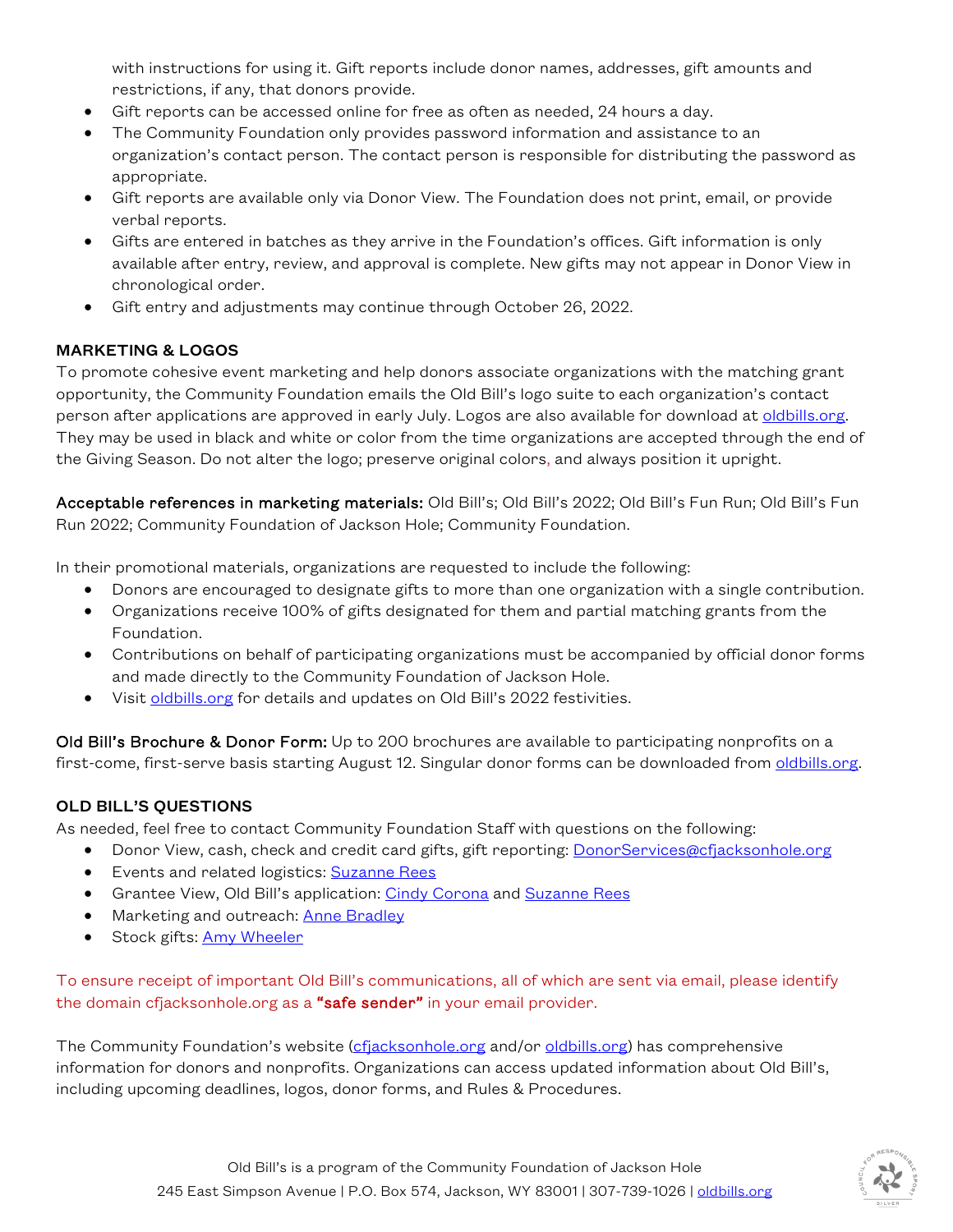with instructions for using it. Gift reports include donor names, addresses, gift amounts and restrictions, if any, that donors provide.

- Gift reports can be accessed online for free as often as needed, 24 hours a day.
- The Community Foundation only provides password information and assistance to an organization's contact person. The contact person is responsible for distributing the password as appropriate.
- Gift reports are available only via Donor View. The Foundation does not print, email, or provide verbal reports.
- Gifts are entered in batches as they arrive in the Foundation's offices. Gift information is only available after entry, review, and approval is complete. New gifts may not appear in Donor View in chronological order.
- Gift entry and adjustments may continue through October 26, 2022.

## MARKETING & LOGOS

To promote cohesive event marketing and help donors associate organizations with the matching grant opportunity, the Community Foundation emails the Old Bill's logo suite to each organization's contact person after applications are approved in early July. Logos are also available for download at oldbills.org. They may be used in black and white or color from the time organizations are accepted through the end of the Giving Season. Do not alter the logo; preserve original colors, and always position it upright.

**Acceptable references in marketing materials:** Old Bill's; Old Bill's 2022; Old Bill's Fun Run; Old Bill's Fun Run 2022; Community Foundation of Jackson Hole; Community Foundation.

In their promotional materials, organizations are requested to include the following:

- Donors are encouraged to designate gifts to more than one organization with a single contribution.
- Organizations receive 100% of gifts designated for them and partial matching grants from the Foundation.
- Contributions on behalf of participating organizations must be accompanied by official donor forms and made directly to the Community Foundation of Jackson Hole.
- Visit oldbills.org for details and updates on Old Bill's 2022 festivities.

**Old Bill's Brochure & Donor Form:** Up to 200 brochures are available to participating nonprofits on a first-come, first-serve basis starting August 12. Singular donor forms can be downloaded from oldbills.org.

## OLD BILL'S QUESTIONS

As needed, feel free to contact Community Foundation Staff with questions on the following:

- Donor View, cash, check and credit card gifts, gift reporting: DonorServices@cfjacksonhole.org
- Events and related logistics: Suzanne Rees
- Grantee View, Old Bill's application: Cindy Corona and Suzanne Rees
- Marketing and outreach: Anne Bradley
- Stock gifts: Amy Wheeler

To ensure receipt of important Old Bill's communications, all of which are sent via email, please identify the domain cfjacksonhole.org as a **"safe sender"** in your email provider.

The Community Foundation's website (cfjacksonhole.org and/or oldbills.org) has comprehensive information for donors and nonprofits. Organizations can access updated information about Old Bill's, including upcoming deadlines, logos, donor forms, and Rules & Procedures.

Old Bill's is a program of the Community Foundation of Jackson Hole
245 East Simpson Avenue | P.O. Box 574, Jackson, WY 83001 | 307-739-1026 | oldbills.org